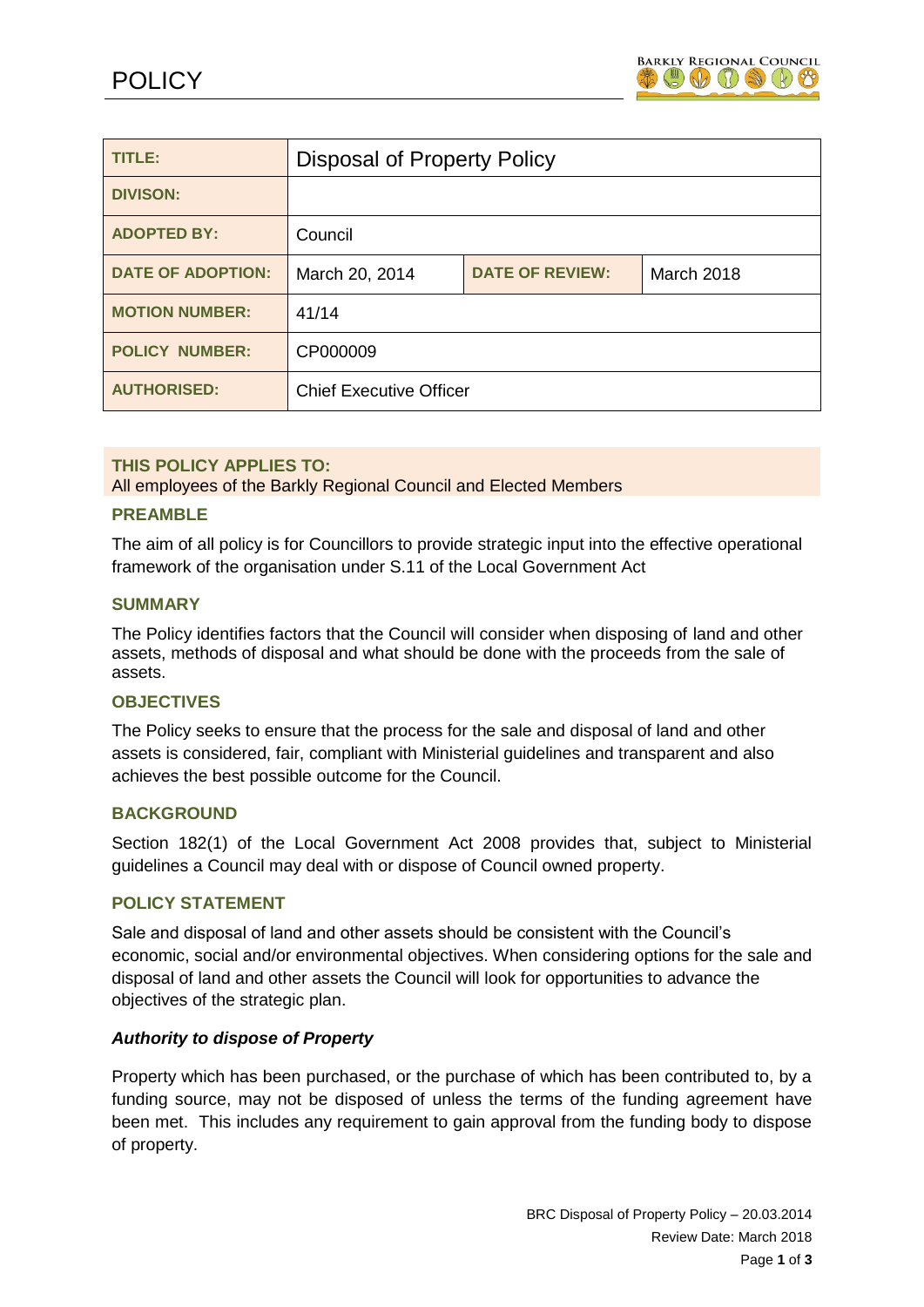# POLICY

| TITLE: | Disposal of Property Policy | | |
|---|---|---|---|
| DIVISON: | | | |
| ADOPTED BY: | Council | | |
| DATE OF ADOPTION: | March 20, 2014 | DATE OF REVIEW: | March 2018 |
| MOTION NUMBER: | 41/14 | | |
| POLICY NUMBER: | CP000009 | | |
| AUTHORISED: | Chief Executive Officer | | |

**THIS POLICY APPLIES TO:**
All employees of the Barkly Regional Council and Elected Members

## PREAMBLE

The aim of all policy is for Councillors to provide strategic input into the effective operational framework of the organisation under S.11 of the Local Government Act

## SUMMARY

The Policy identifies factors that the Council will consider when disposing of land and other assets, methods of disposal and what should be done with the proceeds from the sale of assets.

## OBJECTIVES

The Policy seeks to ensure that the process for the sale and disposal of land and other assets is considered, fair, compliant with Ministerial guidelines and transparent and also achieves the best possible outcome for the Council.

## BACKGROUND

Section 182(1) of the Local Government Act 2008 provides that, subject to Ministerial guidelines a Council may deal with or dispose of Council owned property.

## POLICY STATEMENT

Sale and disposal of land and other assets should be consistent with the Council's economic, social and/or environmental objectives. When considering options for the sale and disposal of land and other assets the Council will look for opportunities to advance the objectives of the strategic plan.

### *Authority to dispose of Property*

Property which has been purchased, or the purchase of which has been contributed to, by a funding source, may not be disposed of unless the terms of the funding agreement have been met. This includes any requirement to gain approval from the funding body to dispose of property.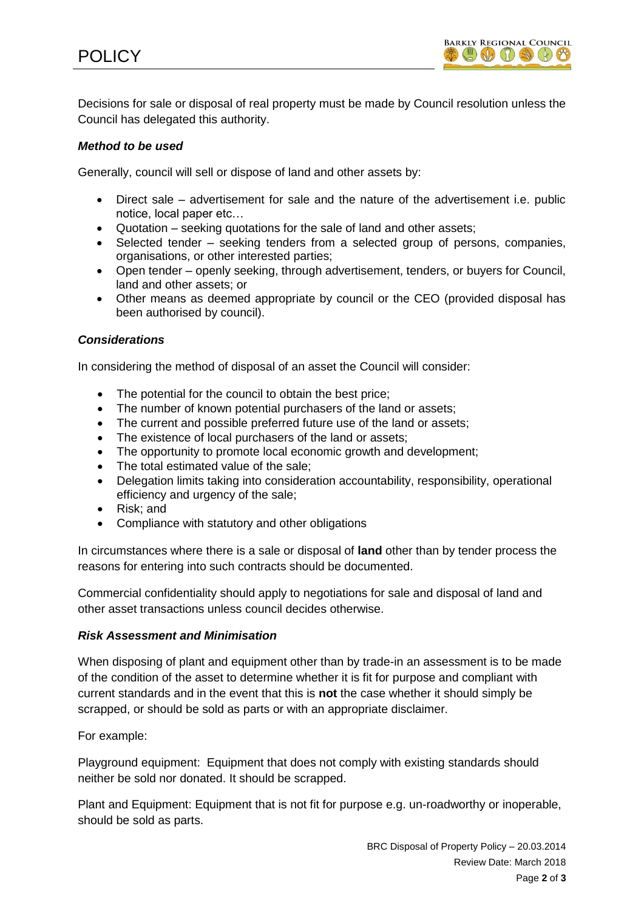Decisions for sale or disposal of real property must be made by Council resolution unless the Council has delegated this authority.

### *Method to be used*

Generally, council will sell or dispose of land and other assets by:

- Direct sale – advertisement for sale and the nature of the advertisement i.e. public notice, local paper etc…
- Quotation – seeking quotations for the sale of land and other assets;
- Selected tender – seeking tenders from a selected group of persons, companies, organisations, or other interested parties;
- Open tender – openly seeking, through advertisement, tenders, or buyers for Council, land and other assets; or
- Other means as deemed appropriate by council or the CEO (provided disposal has been authorised by council).

### *Considerations*

In considering the method of disposal of an asset the Council will consider:

- The potential for the council to obtain the best price;
- The number of known potential purchasers of the land or assets;
- The current and possible preferred future use of the land or assets;
- The existence of local purchasers of the land or assets;
- The opportunity to promote local economic growth and development;
- The total estimated value of the sale;
- Delegation limits taking into consideration accountability, responsibility, operational efficiency and urgency of the sale;
- Risk; and
- Compliance with statutory and other obligations

In circumstances where there is a sale or disposal of **land** other than by tender process the reasons for entering into such contracts should be documented.

Commercial confidentiality should apply to negotiations for sale and disposal of land and other asset transactions unless council decides otherwise.

### *Risk Assessment and Minimisation*

When disposing of plant and equipment other than by trade-in an assessment is to be made of the condition of the asset to determine whether it is fit for purpose and compliant with current standards and in the event that this is **not** the case whether it should simply be scrapped, or should be sold as parts or with an appropriate disclaimer.

For example:

Playground equipment: Equipment that does not comply with existing standards should neither be sold nor donated. It should be scrapped.

Plant and Equipment: Equipment that is not fit for purpose e.g. un-roadworthy or inoperable, should be sold as parts.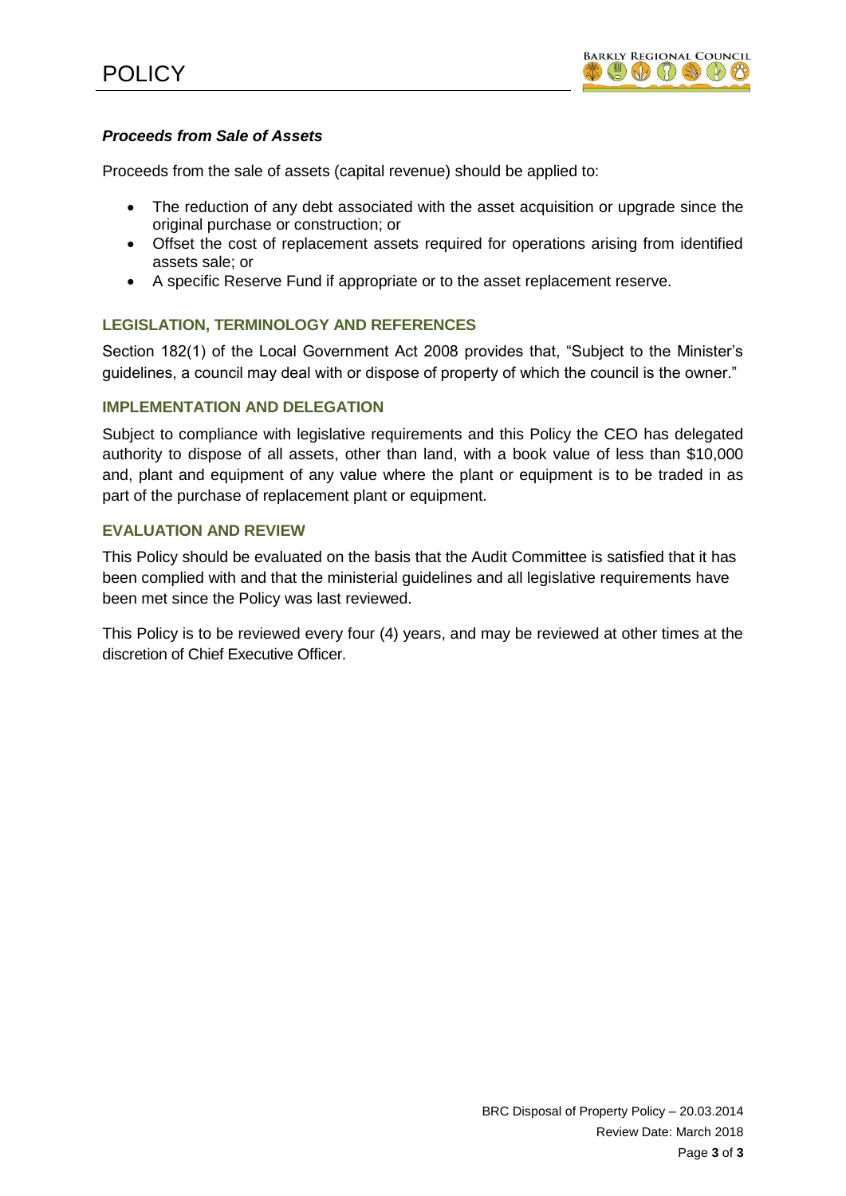### *Proceeds from Sale of Assets*

Proceeds from the sale of assets (capital revenue) should be applied to:

- The reduction of any debt associated with the asset acquisition or upgrade since the original purchase or construction; or
- Offset the cost of replacement assets required for operations arising from identified assets sale; or
- A specific Reserve Fund if appropriate or to the asset replacement reserve.

## LEGISLATION, TERMINOLOGY AND REFERENCES

Section 182(1) of the Local Government Act 2008 provides that, "Subject to the Minister's guidelines, a council may deal with or dispose of property of which the council is the owner."

## IMPLEMENTATION AND DELEGATION

Subject to compliance with legislative requirements and this Policy the CEO has delegated authority to dispose of all assets, other than land, with a book value of less than $10,000 and, plant and equipment of any value where the plant or equipment is to be traded in as part of the purchase of replacement plant or equipment.

## EVALUATION AND REVIEW

This Policy should be evaluated on the basis that the Audit Committee is satisfied that it has been complied with and that the ministerial guidelines and all legislative requirements have been met since the Policy was last reviewed.

This Policy is to be reviewed every four (4) years, and may be reviewed at other times at the discretion of Chief Executive Officer.